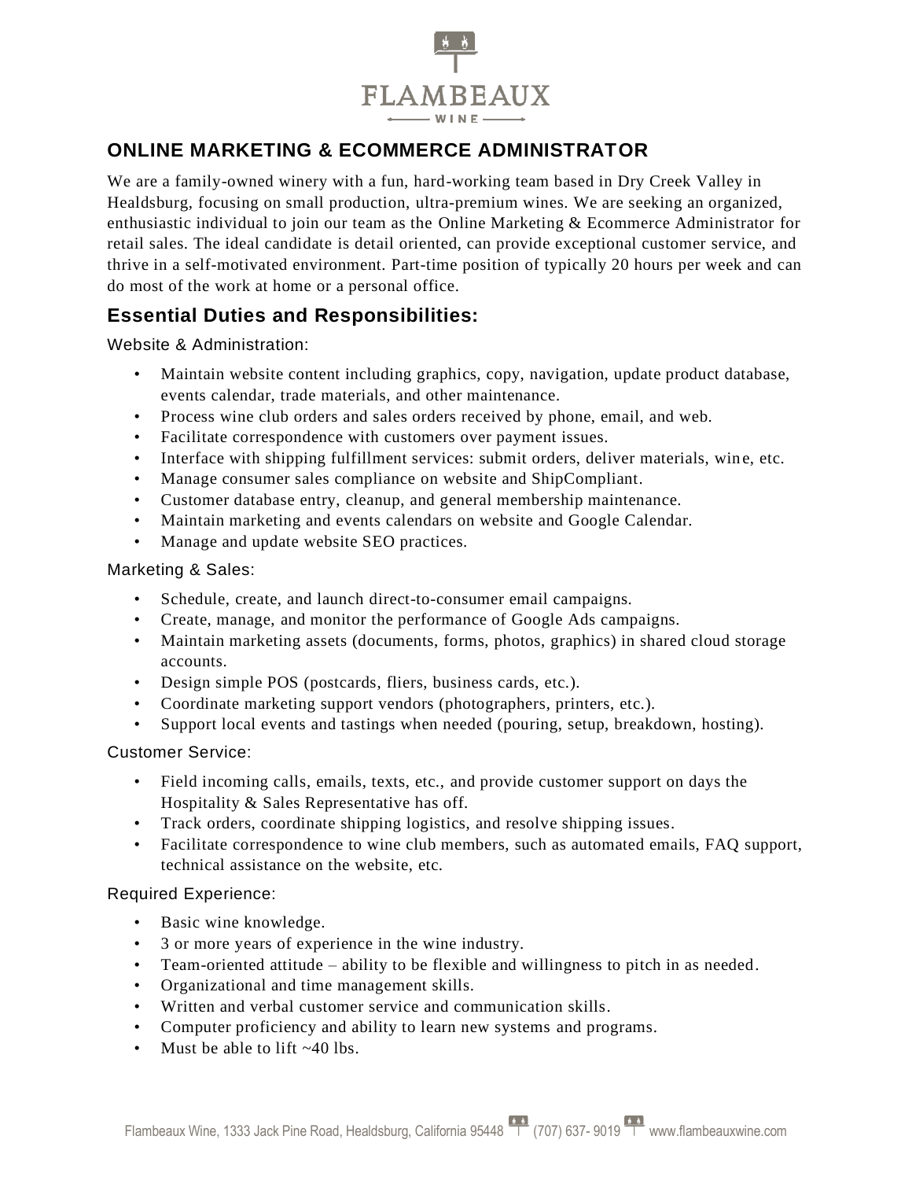FLAMBEAUX

WINE

# ONLINE MARKETING & ECOMMERCE ADMINISTRATOR

We are a family-owned winery with a fun, hard-working team based in Dry Creek Valley in Healdsburg, focusing on small production, ultra-premium wines. We are seeking an organized, enthusiastic individual to join our team as the Online Marketing & Ecommerce Administrator for retail sales. The ideal candidate is detail oriented, can provide exceptional customer service, and thrive in a self-motivated environment. Part-time position of typically 20 hours per week and can do most of the work at home or a personal office.

## Essential Duties and Responsibilities:

### Website & Administration:

- Maintain website content including graphics, copy, navigation, update product database, events calendar, trade materials, and other maintenance.
- Process wine club orders and sales orders received by phone, email, and web.
- Facilitate correspondence with customers over payment issues.
- Interface with shipping fulfillment services: submit orders, deliver materials, wine, etc.
- Manage consumer sales compliance on website and ShipCompliant.
- Customer database entry, cleanup, and general membership maintenance.
- Maintain marketing and events calendars on website and Google Calendar.
- Manage and update website SEO practices.

### Marketing & Sales:

- Schedule, create, and launch direct-to-consumer email campaigns.
- Create, manage, and monitor the performance of Google Ads campaigns.
- Maintain marketing assets (documents, forms, photos, graphics) in shared cloud storage accounts.
- Design simple POS (postcards, fliers, business cards, etc.).
- Coordinate marketing support vendors (photographers, printers, etc.).
- Support local events and tastings when needed (pouring, setup, breakdown, hosting).

### Customer Service:

- Field incoming calls, emails, texts, etc., and provide customer support on days the Hospitality & Sales Representative has off.
- Track orders, coordinate shipping logistics, and resolve shipping issues.
- Facilitate correspondence to wine club members, such as automated emails, FAQ support, technical assistance on the website, etc.

### Required Experience:

- Basic wine knowledge.
- 3 or more years of experience in the wine industry.
- Team-oriented attitude – ability to be flexible and willingness to pitch in as needed.
- Organizational and time management skills.
- Written and verbal customer service and communication skills.
- Computer proficiency and ability to learn new systems and programs.
- Must be able to lift ~40 lbs.

Flambeaux Wine, 1333 Jack Pine Road, Healdsburg, California 95448 (707) 637- 9019 www.flambeauxwine.com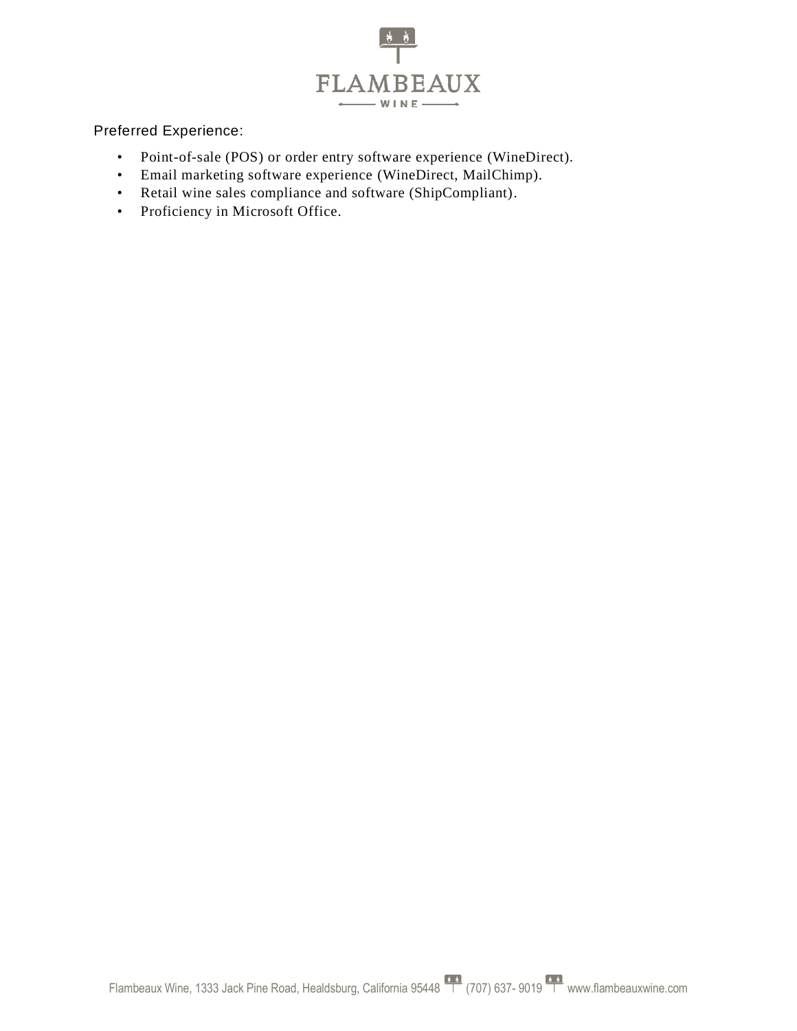Preferred Experience:

- Point-of-sale (POS) or order entry software experience (WineDirect).
- Email marketing software experience (WineDirect, MailChimp).
- Retail wine sales compliance and software (ShipCompliant).
- Proficiency in Microsoft Office.